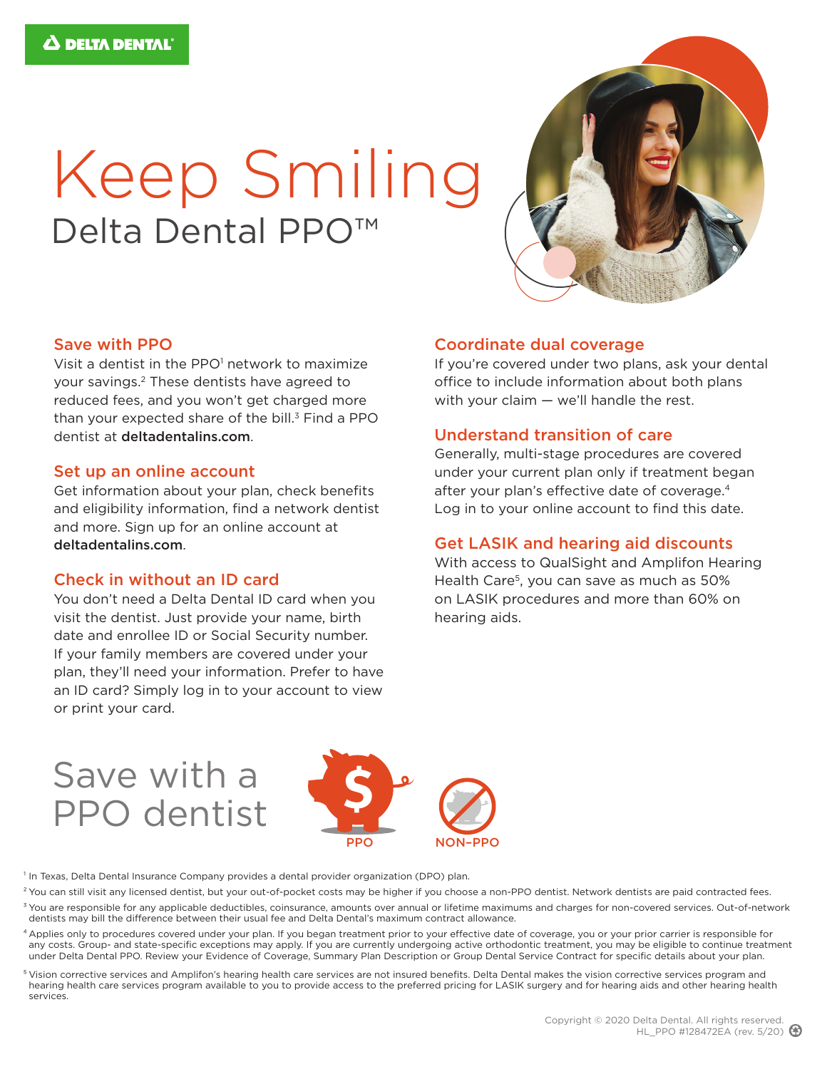DELTA DENTAL

# Keep Smiling

## Delta Dental PPO™

### Save with PPO

Visit a dentist in the PPO[1] network to maximize your savings.[2] These dentists have agreed to reduced fees, and you won't get charged more than your expected share of the bill.[3] Find a PPO dentist at **deltadentalins.com**.

### Set up an online account

Get information about your plan, check benefits and eligibility information, find a network dentist and more. Sign up for an online account at **deltadentalins.com**.

### Check in without an ID card

You don't need a Delta Dental ID card when you visit the dentist. Just provide your name, birth date and enrollee ID or Social Security number. If your family members are covered under your plan, they'll need your information. Prefer to have an ID card? Simply log in to your account to view or print your card.

### Coordinate dual coverage

If you're covered under two plans, ask your dental office to include information about both plans with your claim — we'll handle the rest.

### Understand transition of care

Generally, multi-stage procedures are covered under your current plan only if treatment began after your plan's effective date of coverage.[4] Log in to your online account to find this date.

### Get LASIK and hearing aid discounts

With access to QualSight and Amplifon Hearing Health Care[5], you can save as much as 50% on LASIK procedures and more than 60% on hearing aids.

## Save with a PPO dentist

PPO | NON-PPO

[1] In Texas, Delta Dental Insurance Company provides a dental provider organization (DPO) plan.

[2] You can still visit any licensed dentist, but your out-of-pocket costs may be higher if you choose a non-PPO dentist. Network dentists are paid contracted fees.

[3] You are responsible for any applicable deductibles, coinsurance, amounts over annual or lifetime maximums and charges for non-covered services. Out-of-network dentists may bill the difference between their usual fee and Delta Dental's maximum contract allowance.

[4] Applies only to procedures covered under your plan. If you began treatment prior to your effective date of coverage, you or your prior carrier is responsible for any costs. Group- and state-specific exceptions may apply. If you are currently undergoing active orthodontic treatment, you may be eligible to continue treatment under Delta Dental PPO. Review your Evidence of Coverage, Summary Plan Description or Group Dental Service Contract for specific details about your plan.

[5] Vision corrective services and Amplifon's hearing health care services are not insured benefits. Delta Dental makes the vision corrective services program and hearing health care services program available to you to provide access to the preferred pricing for LASIK surgery and for hearing aids and other hearing health services.

Copyright © 2020 Delta Dental. All rights reserved.
HL_PPO #128472EA (rev. 5/20)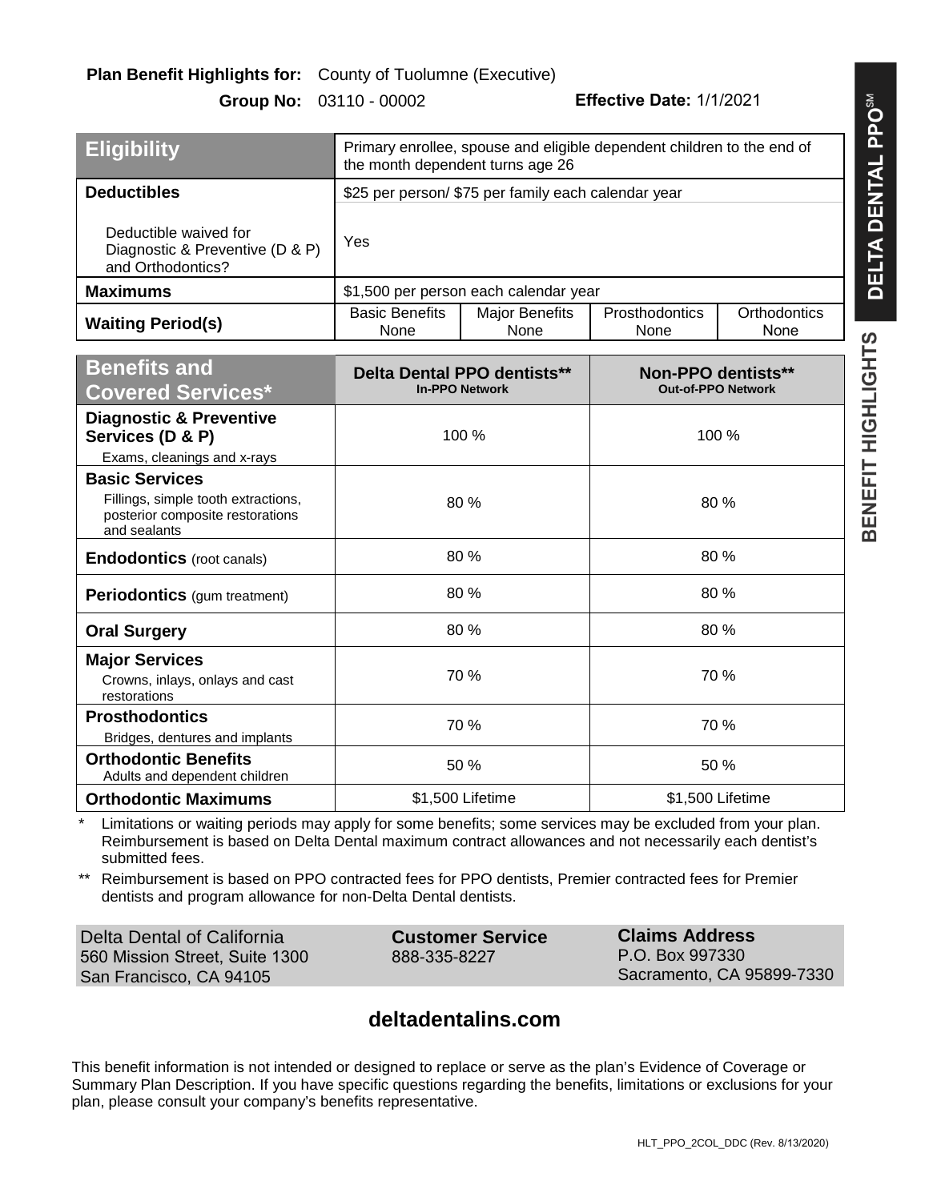**Plan Benefit Highlights for:** County of Tuolumne (Executive)

**Group No:** 03110 - 00002 **Effective Date:** 1/1/2021

**DELTA DENTAL PPO℠ BENEFIT HIGHLIGHTS**

| | | | | |
|---|---|---|---|---|
| **Eligibility** | Primary enrollee, spouse and eligible dependent children to the end of the month dependent turns age 26 | | | |
| **Deductibles** | $25 per person/ $75 per family each calendar year | | | |
| Deductible waived for Diagnostic & Preventive (D & P) and Orthodontics? | Yes | | | |
| **Maximums** | $1,500 per person each calendar year | | | |
| **Waiting Period(s)** | Basic Benefits None | Major Benefits None | Prosthodontics None | Orthodontics None |

| **Benefits and Covered Services*** | **Delta Dental PPO dentists**** In-PPO Network | **Non-PPO dentists**** Out-of-PPO Network |
|---|---|---|
| **Diagnostic & Preventive Services (D & P)** Exams, cleanings and x-rays | 100 % | 100 % |
| **Basic Services** Fillings, simple tooth extractions, posterior composite restorations and sealants | 80 % | 80 % |
| **Endodontics** (root canals) | 80 % | 80 % |
| **Periodontics** (gum treatment) | 80 % | 80 % |
| **Oral Surgery** | 80 % | 80 % |
| **Major Services** Crowns, inlays, onlays and cast restorations | 70 % | 70 % |
| **Prosthodontics** Bridges, dentures and implants | 70 % | 70 % |
| **Orthodontic Benefits** Adults and dependent children | 50 % | 50 % |
| **Orthodontic Maximums** | $1,500 Lifetime | $1,500 Lifetime |

\* Limitations or waiting periods may apply for some benefits; some services may be excluded from your plan. Reimbursement is based on Delta Dental maximum contract allowances and not necessarily each dentist's submitted fees.

** Reimbursement is based on PPO contracted fees for PPO dentists, Premier contracted fees for Premier dentists and program allowance for non-Delta Dental dentists.

Delta Dental of California
560 Mission Street, Suite 1300
San Francisco, CA 94105

**Customer Service**
888-335-8227

**Claims Address**
P.O. Box 997330
Sacramento, CA 95899-7330

## deltadentalins.com

This benefit information is not intended or designed to replace or serve as the plan's Evidence of Coverage or Summary Plan Description. If you have specific questions regarding the benefits, limitations or exclusions for your plan, please consult your company's benefits representative.

HLT_PPO_2COL_DDC (Rev. 8/13/2020)